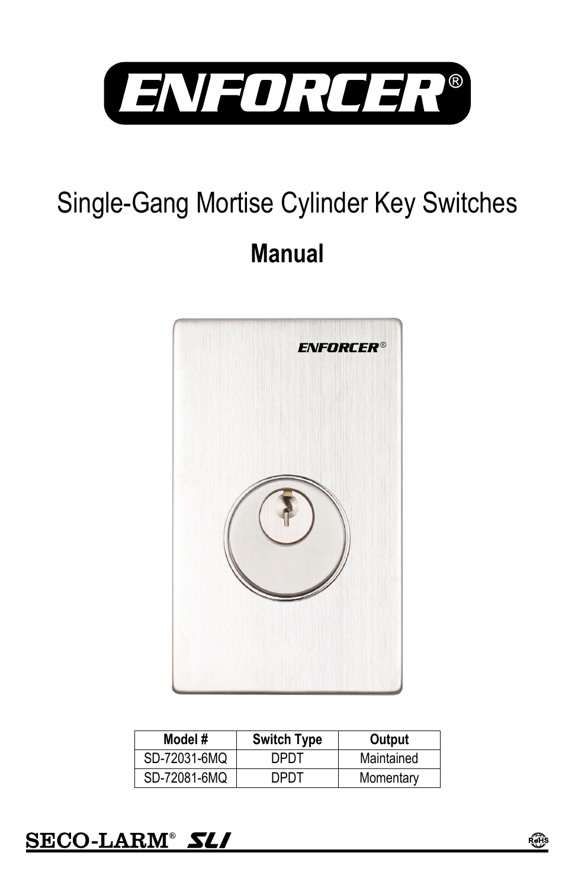# ENFORCER®

# Single-Gang Mortise Cylinder Key Switches

## Manual

| Model # | Switch Type | Output |
| --- | --- | --- |
| SD-72031-6MQ | DPDT | Maintained |
| SD-72081-6MQ | DPDT | Momentary |

SECO-LARM® SLI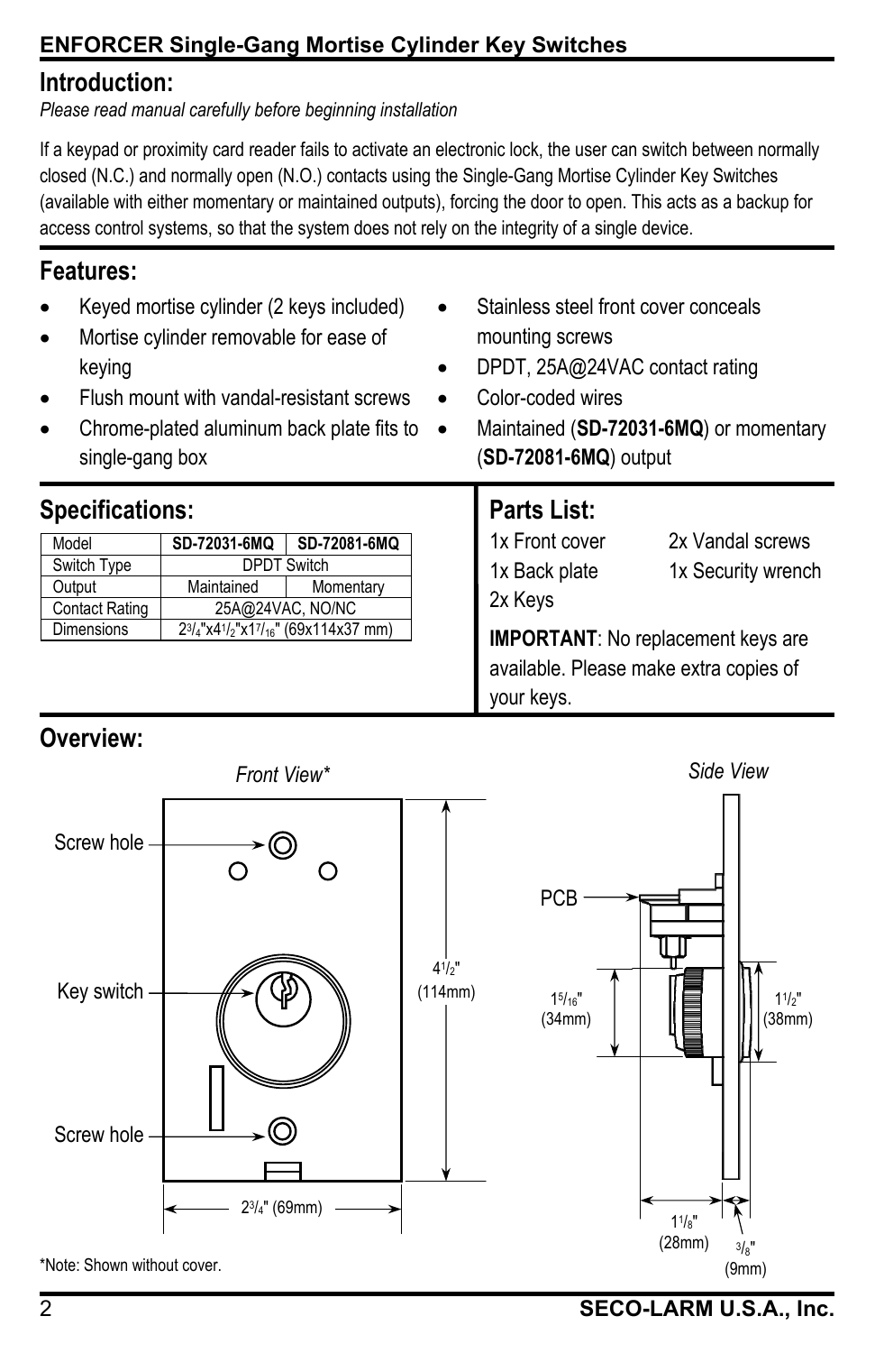**ENFORCER Single-Gang Mortise Cylinder Key Switches**

## Introduction:

*Please read manual carefully before beginning installation*

If a keypad or proximity card reader fails to activate an electronic lock, the user can switch between normally closed (N.C.) and normally open (N.O.) contacts using the Single-Gang Mortise Cylinder Key Switches (available with either momentary or maintained outputs), forcing the door to open. This acts as a backup for access control systems, so that the system does not rely on the integrity of a single device.

## Features:

- Keyed mortise cylinder (2 keys included)
- Mortise cylinder removable for ease of keying
- Flush mount with vandal-resistant screws
- Chrome-plated aluminum back plate fits to single-gang box
- Stainless steel front cover conceals mounting screws
- DPDT, 25A@24VAC contact rating
- Color-coded wires
- Maintained (**SD-72031-6MQ**) or momentary (**SD-72081-6MQ**) output

## Specifications:

| Model | **SD-72031-6MQ** | **SD-72081-6MQ** |
|---|---|---|
| Switch Type | DPDT Switch | |
| Output | Maintained | Momentary |
| Contact Rating | 25A@24VAC, NO/NC | |
| Dimensions | 2 3/4"x4 1/2"x1 7/16" (69x114x37 mm) | |

## Parts List:

- 1x Front cover
- 1x Back plate
- 2x Keys
- 2x Vandal screws
- 1x Security wrench

**IMPORTANT**: No replacement keys are available. Please make extra copies of your keys.

## Overview:

*Front View\**

Screw hole
Key switch
Screw hole
4 1/2" (114mm)
2 3/4" (69mm)

*Side View*

PCB
1 5/16" (34mm)
1 1/2" (38mm)
1 1/8" (28mm)
3/8" (9mm)

\*Note: Shown without cover.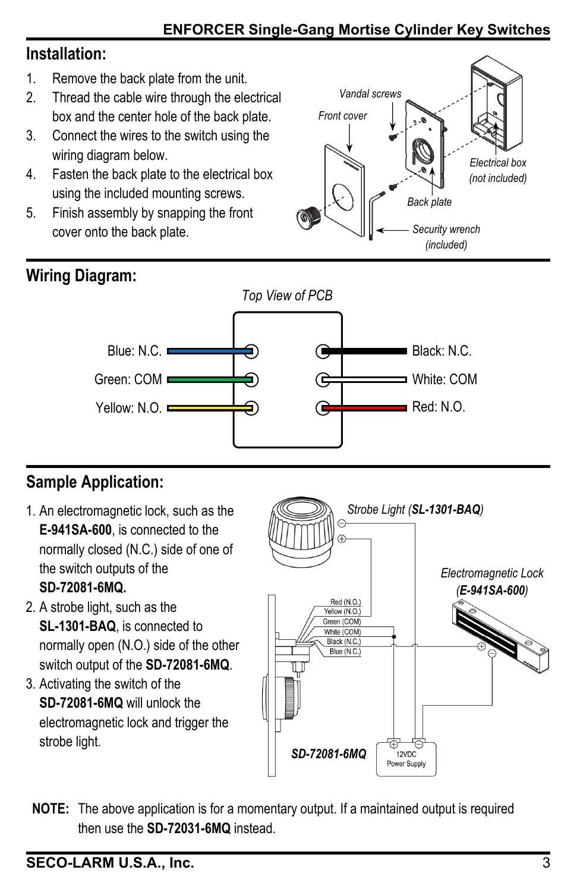## Installation:

1. Remove the back plate from the unit.
2. Thread the cable wire through the electrical box and the center hole of the back plate.
3. Connect the wires to the switch using the wiring diagram below.
4. Fasten the back plate to the electrical box using the included mounting screws.
5. Finish assembly by snapping the front cover onto the back plate.

## Wiring Diagram:

*Top View of PCB*

| Left side | Right side |
|---|---|
| Blue: N.C. | Black: N.C. |
| Green: COM | White: COM |
| Yellow: N.O. | Red: N.O. |

## Sample Application:

1. An electromagnetic lock, such as the **E-941SA-600**, is connected to the normally closed (N.C.) side of one of the switch outputs of the **SD-72081-6MQ.**
2. A strobe light, such as the **SL-1301-BAQ**, is connected to normally open (N.O.) side of the other switch output of the **SD-72081-6MQ**.
3. Activating the switch of the **SD-72081-6MQ** will unlock the electromagnetic lock and trigger the strobe light.

**NOTE:** The above application is for a momentary output. If a maintained output is required then use the **SD-72031-6MQ** instead.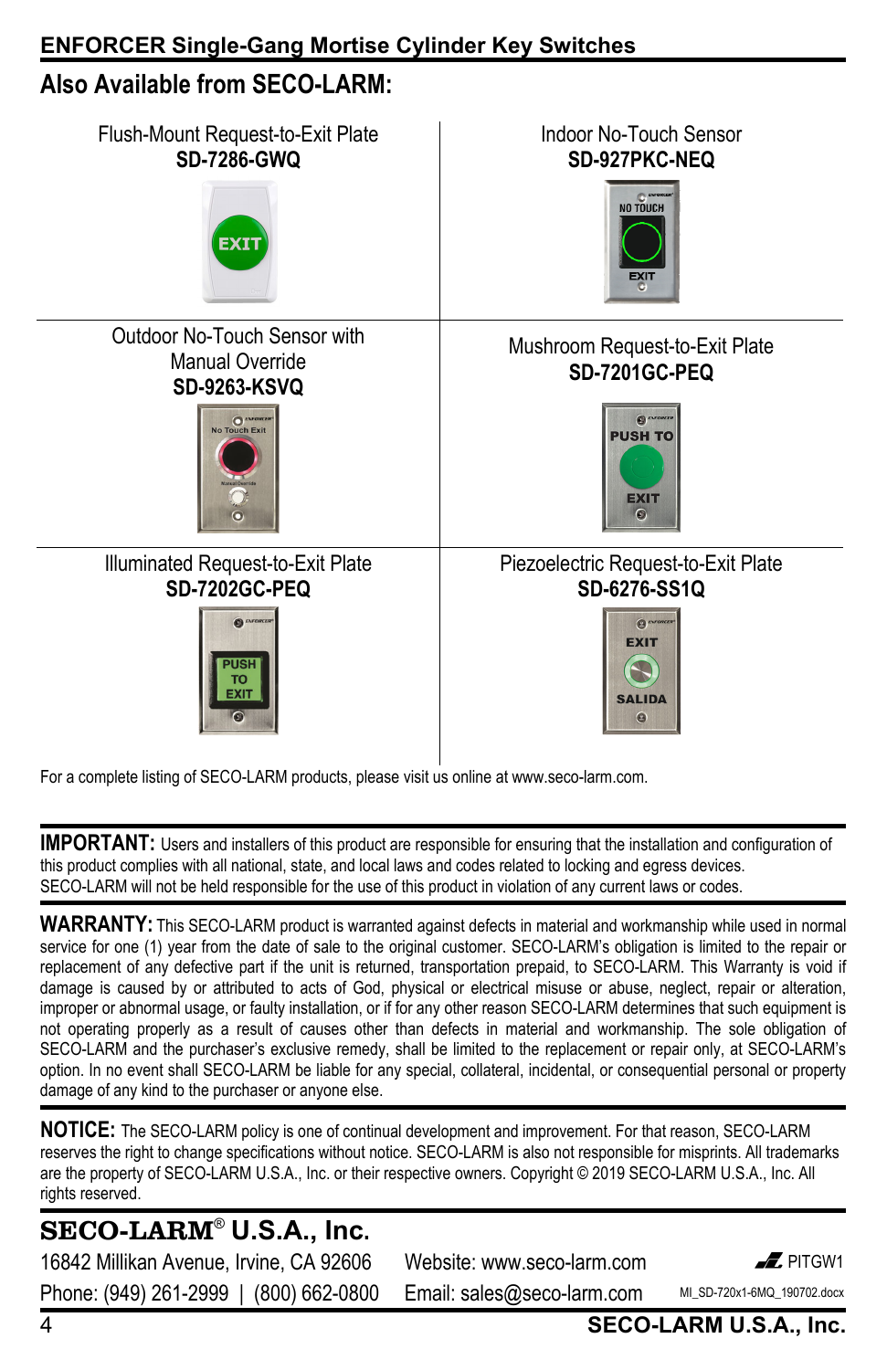## Also Available from SECO-LARM:

| | |
|---|---|
| Flush-Mount Request-to-Exit Plate **SD-7286-GWQ** | Indoor No-Touch Sensor **SD-927PKC-NEQ** |
| Outdoor No-Touch Sensor with Manual Override **SD-9263-KSVQ** | Mushroom Request-to-Exit Plate **SD-7201GC-PEQ** |
| Illuminated Request-to-Exit Plate **SD-7202GC-PEQ** | Piezoelectric Request-to-Exit Plate **SD-6276-SS1Q** |

For a complete listing of SECO-LARM products, please visit us online at www.seco-larm.com.

**IMPORTANT:** Users and installers of this product are responsible for ensuring that the installation and configuration of this product complies with all national, state, and local laws and codes related to locking and egress devices. SECO-LARM will not be held responsible for the use of this product in violation of any current laws or codes.

**WARRANTY:** This SECO-LARM product is warranted against defects in material and workmanship while used in normal service for one (1) year from the date of sale to the original customer. SECO-LARM's obligation is limited to the repair or replacement of any defective part if the unit is returned, transportation prepaid, to SECO-LARM. This Warranty is void if damage is caused by or attributed to acts of God, physical or electrical misuse or abuse, neglect, repair or alteration, improper or abnormal usage, or faulty installation, or if for any other reason SECO-LARM determines that such equipment is not operating properly as a result of causes other than defects in material and workmanship. The sole obligation of SECO-LARM and the purchaser's exclusive remedy, shall be limited to the replacement or repair only, at SECO-LARM's option. In no event shall SECO-LARM be liable for any special, collateral, incidental, or consequential personal or property damage of any kind to the purchaser or anyone else.

**NOTICE:** The SECO-LARM policy is one of continual development and improvement. For that reason, SECO-LARM reserves the right to change specifications without notice. SECO-LARM is also not responsible for misprints. All trademarks are the property of SECO-LARM U.S.A., Inc. or their respective owners. Copyright © 2019 SECO-LARM U.S.A., Inc. All rights reserved.

**SECO-LARM® U.S.A., Inc.**

16842 Millikan Avenue, Irvine, CA 92606
Phone: (949) 261-2999 | (800) 662-0800
Website: www.seco-larm.com
Email: sales@seco-larm.com

PITGW1

MI_SD-720x1-6MQ_190702.docx